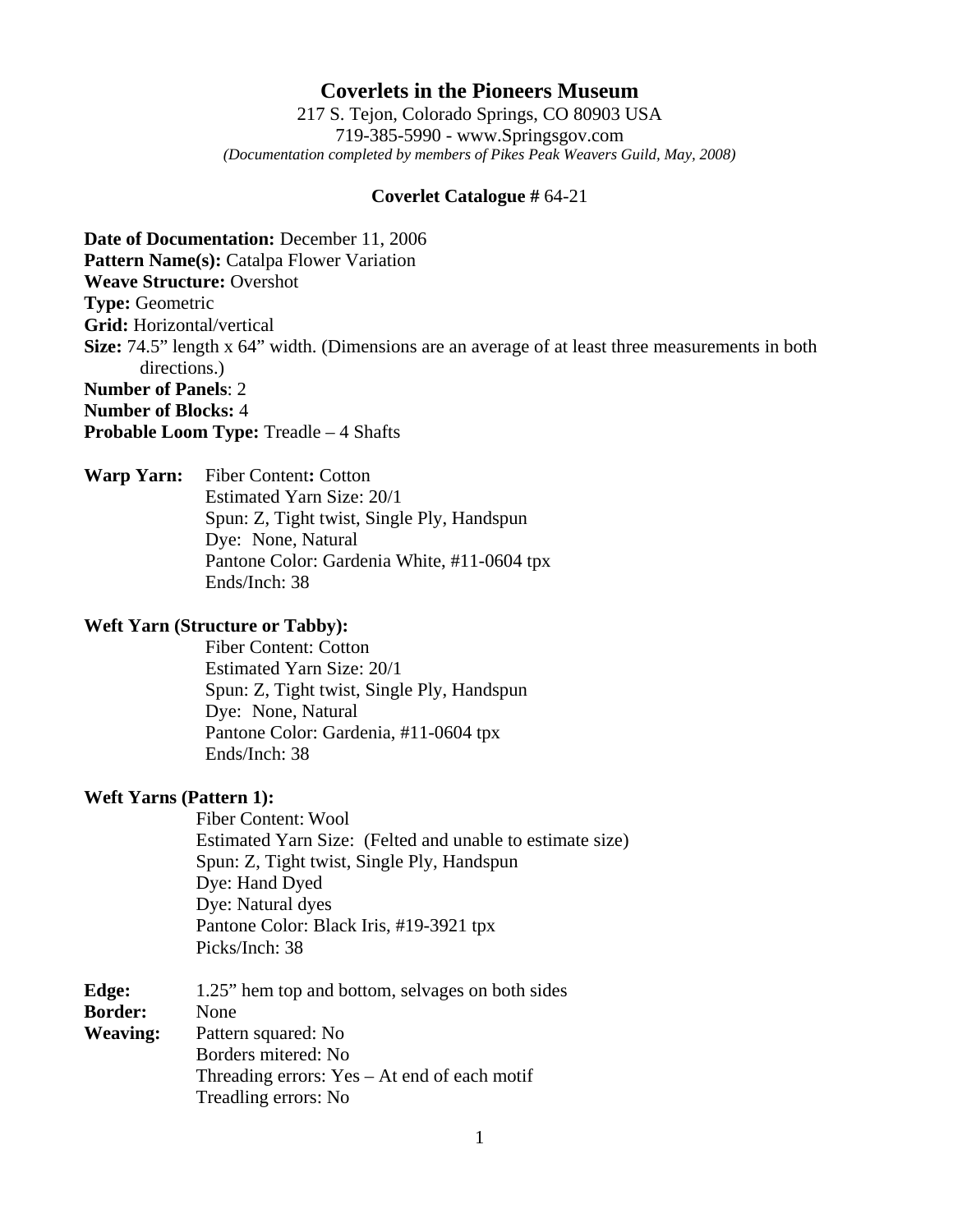# Coverlets in the Pioneers Museum

217 S. Tejon, Colorado Springs, CO 80903 USA
719-385-5990 - www.Springsgov.com
*(Documentation completed by members of Pikes Peak Weavers Guild, May, 2008)*

**Coverlet Catalogue #** 64-21

**Date of Documentation:** December 11, 2006
**Pattern Name(s):** Catalpa Flower Variation
**Weave Structure:** Overshot
**Type:** Geometric
**Grid:** Horizontal/vertical
**Size:** 74.5" length x 64" width. (Dimensions are an average of at least three measurements in both directions.)
**Number of Panels**: 2
**Number of Blocks:** 4
**Probable Loom Type:** Treadle – 4 Shafts

**Warp Yarn:**
Fiber Content**:** Cotton
Estimated Yarn Size: 20/1
Spun: Z, Tight twist, Single Ply, Handspun
Dye: None, Natural
Pantone Color: Gardenia White, #11-0604 tpx
Ends/Inch: 38

**Weft Yarn (Structure or Tabby):**
Fiber Content: Cotton
Estimated Yarn Size: 20/1
Spun: Z, Tight twist, Single Ply, Handspun
Dye: None, Natural
Pantone Color: Gardenia, #11-0604 tpx
Ends/Inch: 38

**Weft Yarns (Pattern 1):**
Fiber Content: Wool
Estimated Yarn Size: (Felted and unable to estimate size)
Spun: Z, Tight twist, Single Ply, Handspun
Dye: Hand Dyed
Dye: Natural dyes
Pantone Color: Black Iris, #19-3921 tpx
Picks/Inch: 38

**Edge:** 1.25" hem top and bottom, selvages on both sides
**Border:** None
**Weaving:**
Pattern squared: No
Borders mitered: No
Threading errors: Yes – At end of each motif
Treadling errors: No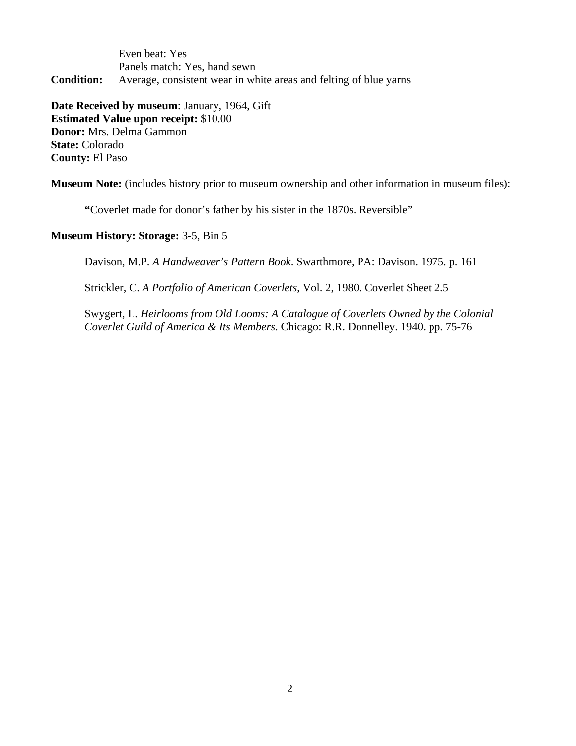Even beat: Yes
Panels match: Yes, hand sewn

**Condition:** Average, consistent wear in white areas and felting of blue yarns

**Date Received by museum**: January, 1964, Gift
**Estimated Value upon receipt:** $10.00
**Donor:** Mrs. Delma Gammon
**State:** Colorado
**County:** El Paso

**Museum Note:** (includes history prior to museum ownership and other information in museum files):

> **"**Coverlet made for donor's father by his sister in the 1870s. Reversible"

**Museum History: Storage:** 3-5, Bin 5

Davison, M.P. *A Handweaver's Pattern Book*. Swarthmore, PA: Davison. 1975. p. 161

Strickler, C. *A Portfolio of American Coverlets*, Vol. 2, 1980. Coverlet Sheet 2.5

Swygert, L. *Heirlooms from Old Looms: A Catalogue of Coverlets Owned by the Colonial Coverlet Guild of America & Its Members*. Chicago: R.R. Donnelley. 1940. pp. 75-76